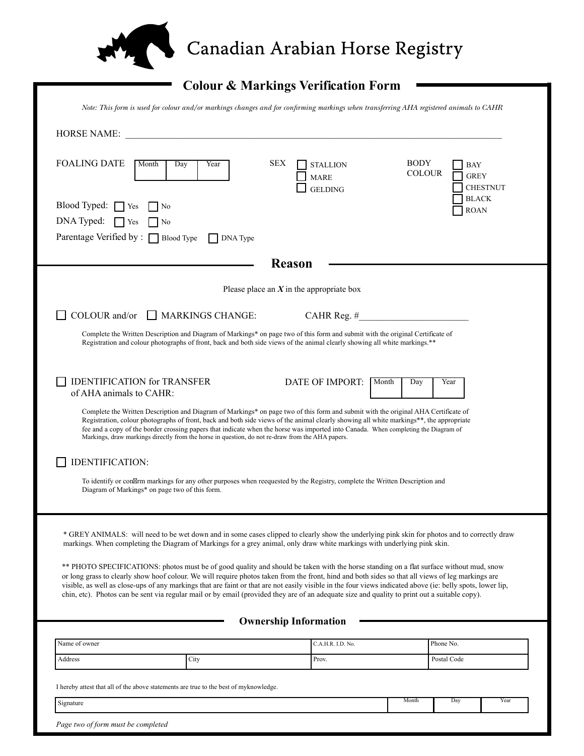# Canadian Arabian Horse Registry

## Colour & Markings Verification Form

*Note: This form is used for colour and/or markings changes and for confirming markings when transferring AHA registered animals to CAHR*

HORSE NAME: ______________________________________________________________________________

FOALING DATE

| Month | Day | Year |
|---|---|---|
| | | |

SEX ☐ STALLION ☐ MARE ☐ GELDING

BODY COLOUR ☐ BAY ☐ GREY ☐ CHESTNUT ☐ BLACK ☐ ROAN

Blood Typed: ☐ Yes ☐ No

DNA Typed: ☐ Yes ☐ No

Parentage Verified by : ☐ Blood Type ☐ DNA Type

## Reason

Please place an ***X*** in the appropriate box

☐ COLOUR and/or ☐ MARKINGS CHANGE: CAHR Reg. #_______________________

Complete the Written Description and Diagram of Markings* on page two of this form and submit with the original Certificate of Registration and colour photographs of front, back and both side views of the animal clearly showing all white markings.**

☐ IDENTIFICATION for TRANSFER of AHA animals to CAHR:

DATE OF IMPORT:

| Month | Day | Year |
|---|---|---|
| | | |

Complete the Written Description and Diagram of Markings* on page two of this form and submit with the original AHA Certificate of Registration, colour photographs of front, back and both side views of the animal clearly showing all white markings**, the appropriate fee and a copy of the border crossing papers that indicate when the horse was imported into Canada. When completing the Diagram of Markings, draw markings directly from the horse in question, do not re-draw from the AHA papers.

☐ IDENTIFICATION:

To identify or confirm markings for any other purposes when reequested by the Registry, complete the Written Description and Diagram of Markings* on page two of this form.

* GREY ANIMALS: will need to be wet down and in some cases clipped to clearly show the underlying pink skin for photos and to correctly draw markings. When completing the Diagram of Markings for a grey animal, only draw white markings with underlying pink skin.

** PHOTO SPECIFICATIONS: photos must be of good quality and should be taken with the horse standing on a flat surface without mud, snow or long grass to clearly show hoof colour. We will require photos taken from the front, hind and both sides so that all views of leg markings are visible, as well as close-ups of any markings that are faint or that are not easily visible in the four views indicated above (ie: belly spots, lower lip, chin, etc). Photos can be sent via regular mail or by email (provided they are of an adequate size and quality to print out a suitable copy).

## Ownership Information

| Name of owner | | C.A.H.R. I.D. No. | Phone No. |
|---|---|---|---|
| Address | City | Prov. | Postal Code |

I hereby attest that all of the above statements are true to the best of myknowledge.

| Signature | Month | Day | Year |
|---|---|---|---|

*Page two of form must be completed*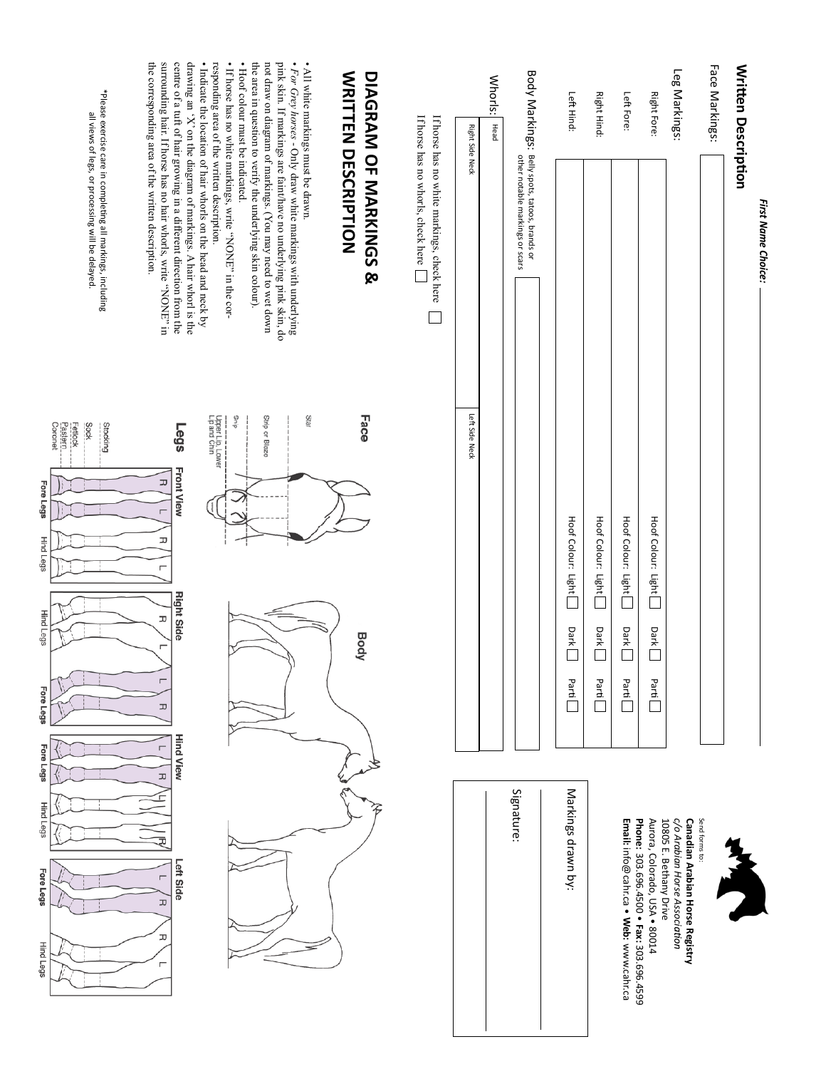*First Name Choice:* ____________

## Written Description

Face Markings:

Leg Markings:

| | | |
|---|---|---|
| Right Fore: | | Hoof Colour: Light ☐ Dark ☐ Parti ☐ |
| Left Fore: | | Hoof Colour: Light ☐ Dark ☐ Parti ☐ |
| Right Hind: | | Hoof Colour: Light ☐ Dark ☐ Parti ☐ |
| Left Hind: | | Hoof Colour: Light ☐ Dark ☐ Parti ☐ |

Body Markings: Belly spots, tatoos, brands or other notable markings or scars

Whorls:

| | |
|---|---|
| Head | |
| Right Side Neck | Left Side Neck |

If horse has no white markings, check here ☐

If horse has no whorls, check here ☐

# DIAGRAM OF MARKINGS & WRITTEN DESCRIPTION

- All white markings must be drawn.
- *For Grey horses* - Only draw white markings with underlying pink skin. If markings are faint/have no underlying pink skin, do not draw on diagram of markings. (You may need to wet down the area in question to verify the underlying skin colour).
- Hoof colour must be indicated.
- If horse has no white markings, write "NONE" in the corresponding area of the written description.
- Indicate the location of hair whorls on the head and neck by drawing an 'X' on the diagram of markings. A hair whorl is the centre of a tuft of hair growing in a different direction from the surrounding hair. If horse has no hair whorls, write "NONE" in the corresponding area of the written description.

*Please exercise care in completing all markings, including all views of legs, or processing will be delayed.

**Face**

Star

Strip or Blaze

Snip

Upper Lip, Lower Lip and Chin

**Body**

**Legs**

Stocking

Sock

Fetlock

Pastern

Coronet

**Front View** R L R L — Fore Legs, Hind Legs

**Right Side** R L L R — Hind Legs, Fore Legs

**Hind View** L R L R — Fore Legs, Hind Legs

**Left Side** L R R L — Fore Legs, Hind Legs

Send forms to:

**Canadian Arabian Horse Registry**
*c/o Arabian Horse Association*
10805 E. Bethany Drive
Aurora, Colorado, USA • 80014
**Phone:** 303.696.4500 • **Fax:** 303.696.4599
**Email:** info@cahr.ca • **Web:** www.cahr.ca

Markings drawn by:

Signature: